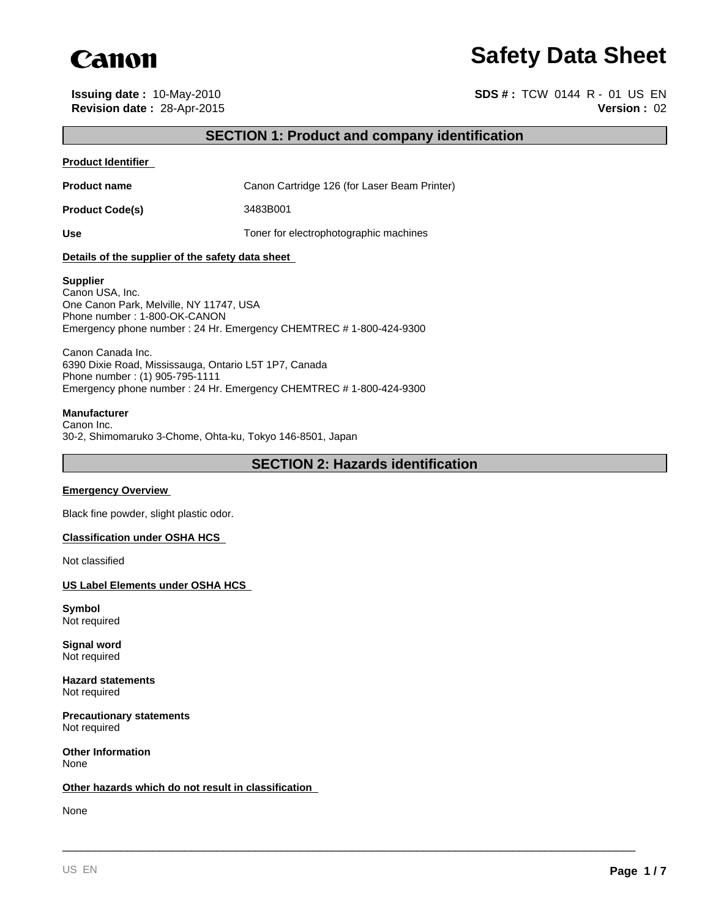Canon

# Safety Data Sheet

**Issuing date :** 10-May-2010
**Revision date :** 28-Apr-2015

**SDS # :** TCW 0144 R - 01 US EN
**Version :** 02

## SECTION 1: Product and company identification

**Product Identifier**

| | |
|---|---|
| **Product name** | Canon Cartridge 126 (for Laser Beam Printer) |
| **Product Code(s)** | 3483B001 |
| **Use** | Toner for electrophotographic machines |

**Details of the supplier of the safety data sheet**

**Supplier**
Canon USA, Inc.
One Canon Park, Melville, NY 11747, USA
Phone number : 1-800-OK-CANON
Emergency phone number : 24 Hr. Emergency CHEMTREC # 1-800-424-9300

Canon Canada Inc.
6390 Dixie Road, Mississauga, Ontario L5T 1P7, Canada
Phone number : (1) 905-795-1111
Emergency phone number : 24 Hr. Emergency CHEMTREC # 1-800-424-9300

**Manufacturer**
Canon Inc.
30-2, Shimomaruko 3-Chome, Ohta-ku, Tokyo 146-8501, Japan

## SECTION 2: Hazards identification

**Emergency Overview**

Black fine powder, slight plastic odor.

**Classification under OSHA HCS**

Not classified

**US Label Elements under OSHA HCS**

**Symbol**
Not required

**Signal word**
Not required

**Hazard statements**
Not required

**Precautionary statements**
Not required

**Other Information**
None

**Other hazards which do not result in classification**

None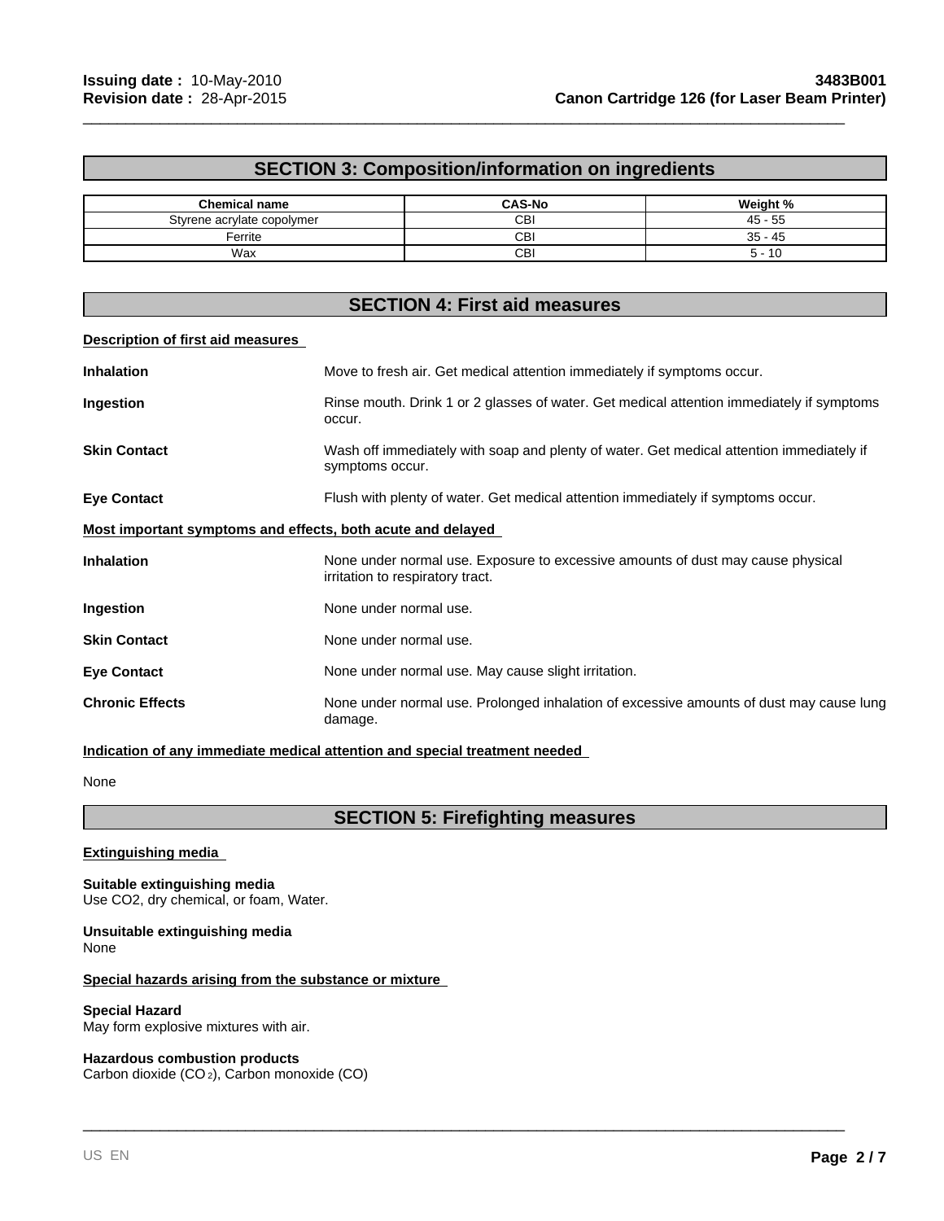## SECTION 3: Composition/information on ingredients

| Chemical name | CAS-No | Weight % |
|---|---|---|
| Styrene acrylate copolymer | CBI | 45 - 55 |
| Ferrite | CBI | 35 - 45 |
| Wax | CBI | 5 - 10 |

## SECTION 4: First aid measures

### Description of first aid measures

**Inhalation** Move to fresh air. Get medical attention immediately if symptoms occur.

**Ingestion** Rinse mouth. Drink 1 or 2 glasses of water. Get medical attention immediately if symptoms occur.

**Skin Contact** Wash off immediately with soap and plenty of water. Get medical attention immediately if symptoms occur.

**Eye Contact** Flush with plenty of water. Get medical attention immediately if symptoms occur.

### Most important symptoms and effects, both acute and delayed

**Inhalation** None under normal use. Exposure to excessive amounts of dust may cause physical irritation to respiratory tract.

**Ingestion** None under normal use.

**Skin Contact** None under normal use.

**Eye Contact** None under normal use. May cause slight irritation.

**Chronic Effects** None under normal use. Prolonged inhalation of excessive amounts of dust may cause lung damage.

### Indication of any immediate medical attention and special treatment needed

None

## SECTION 5: Firefighting measures

### Extinguishing media

**Suitable extinguishing media**
Use CO2, dry chemical, or foam, Water.

**Unsuitable extinguishing media**
None

### Special hazards arising from the substance or mixture

**Special Hazard**
May form explosive mixtures with air.

**Hazardous combustion products**
Carbon dioxide ($CO_2$), Carbon monoxide (CO)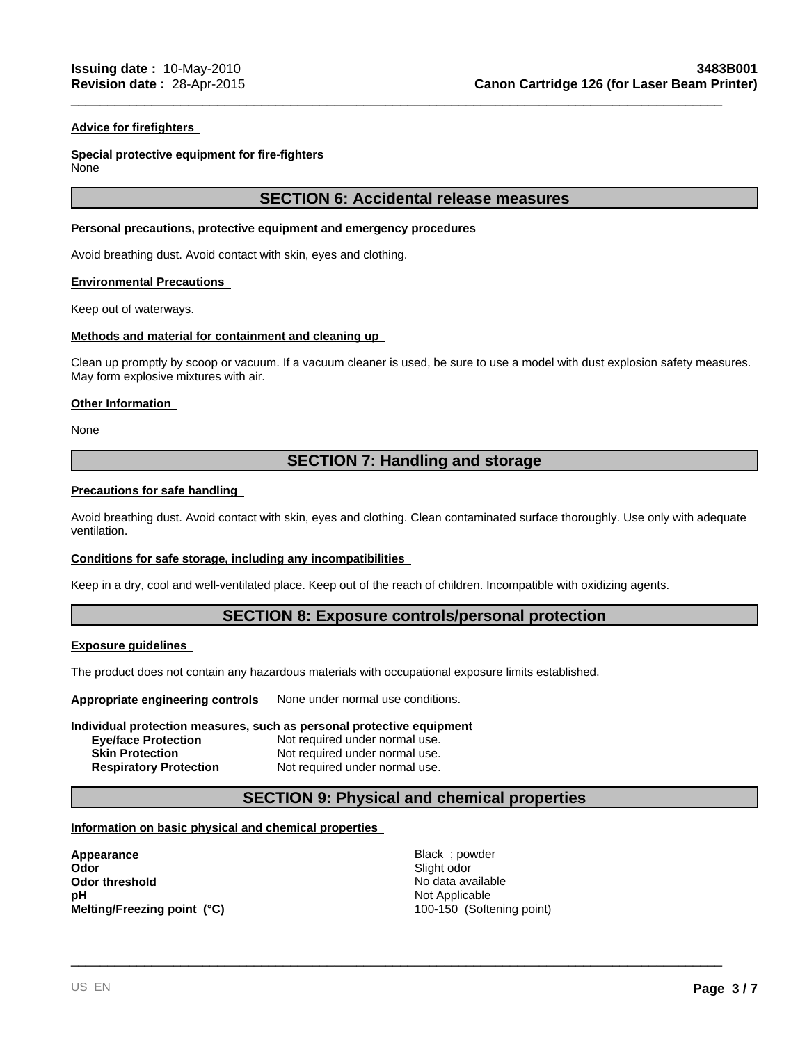**Advice for firefighters**

**Special protective equipment for fire-fighters**
None

## SECTION 6: Accidental release measures

**Personal precautions, protective equipment and emergency procedures**

Avoid breathing dust. Avoid contact with skin, eyes and clothing.

**Environmental Precautions**

Keep out of waterways.

**Methods and material for containment and cleaning up**

Clean up promptly by scoop or vacuum. If a vacuum cleaner is used, be sure to use a model with dust explosion safety measures. May form explosive mixtures with air.

**Other Information**

None

## SECTION 7: Handling and storage

**Precautions for safe handling**

Avoid breathing dust. Avoid contact with skin, eyes and clothing. Clean contaminated surface thoroughly. Use only with adequate ventilation.

**Conditions for safe storage, including any incompatibilities**

Keep in a dry, cool and well-ventilated place. Keep out of the reach of children. Incompatible with oxidizing agents.

## SECTION 8: Exposure controls/personal protection

**Exposure guidelines**

The product does not contain any hazardous materials with occupational exposure limits established.

**Appropriate engineering controls** None under normal use conditions.

**Individual protection measures, such as personal protective equipment**

| | |
|---|---|
| **Eye/face Protection** | Not required under normal use. |
| **Skin Protection** | Not required under normal use. |
| **Respiratory Protection** | Not required under normal use. |

## SECTION 9: Physical and chemical properties

**Information on basic physical and chemical properties**

| | |
|---|---|
| **Appearance** | Black ; powder |
| **Odor** | Slight odor |
| **Odor threshold** | No data available |
| **pH** | Not Applicable |
| **Melting/Freezing point (°C)** | 100-150 (Softening point) |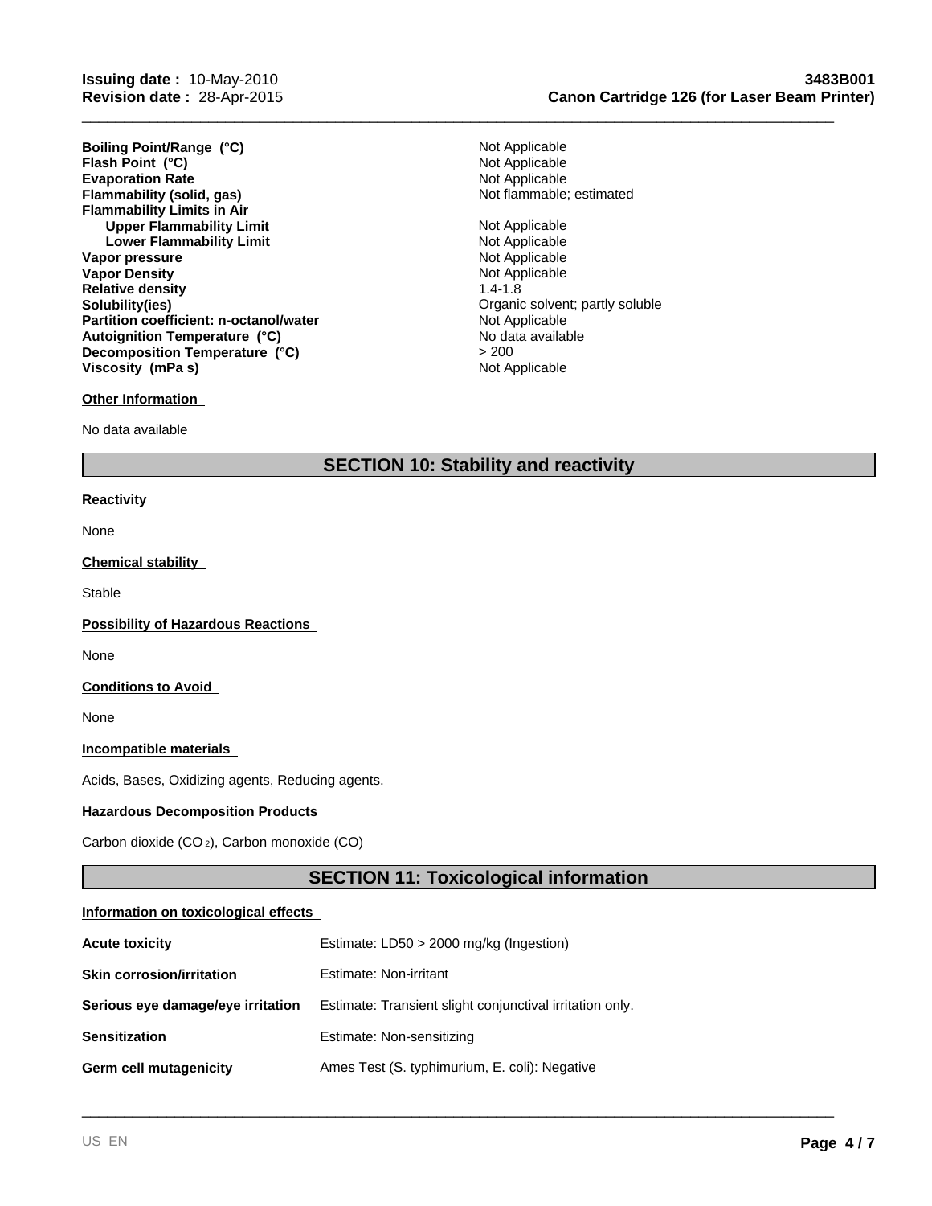| Property | Value |
|---|---|
| **Boiling Point/Range (°C)** | Not Applicable |
| **Flash Point (°C)** | Not Applicable |
| **Evaporation Rate** | Not Applicable |
| **Flammability (solid, gas)** | Not flammable; estimated |
| **Flammability Limits in Air** | |
| **Upper Flammability Limit** | Not Applicable |
| **Lower Flammability Limit** | Not Applicable |
| **Vapor pressure** | Not Applicable |
| **Vapor Density** | Not Applicable |
| **Relative density** | 1.4-1.8 |
| **Solubility(ies)** | Organic solvent; partly soluble |
| **Partition coefficient: n-octanol/water** | Not Applicable |
| **Autoignition Temperature (°C)** | No data available |
| **Decomposition Temperature (°C)** | > 200 |
| **Viscosity (mPa s)** | Not Applicable |

**Other Information**

No data available

## SECTION 10: Stability and reactivity

**Reactivity**

None

**Chemical stability**

Stable

**Possibility of Hazardous Reactions**

None

**Conditions to Avoid**

None

**Incompatible materials**

Acids, Bases, Oxidizing agents, Reducing agents.

**Hazardous Decomposition Products**

Carbon dioxide ($CO_2$), Carbon monoxide (CO)

## SECTION 11: Toxicological information

**Information on toxicological effects**

| | |
|---|---|
| **Acute toxicity** | Estimate: LD50 > 2000 mg/kg (Ingestion) |
| **Skin corrosion/irritation** | Estimate: Non-irritant |
| **Serious eye damage/eye irritation** | Estimate: Transient slight conjunctival irritation only. |
| **Sensitization** | Estimate: Non-sensitizing |
| **Germ cell mutagenicity** | Ames Test (S. typhimurium, E. coli): Negative |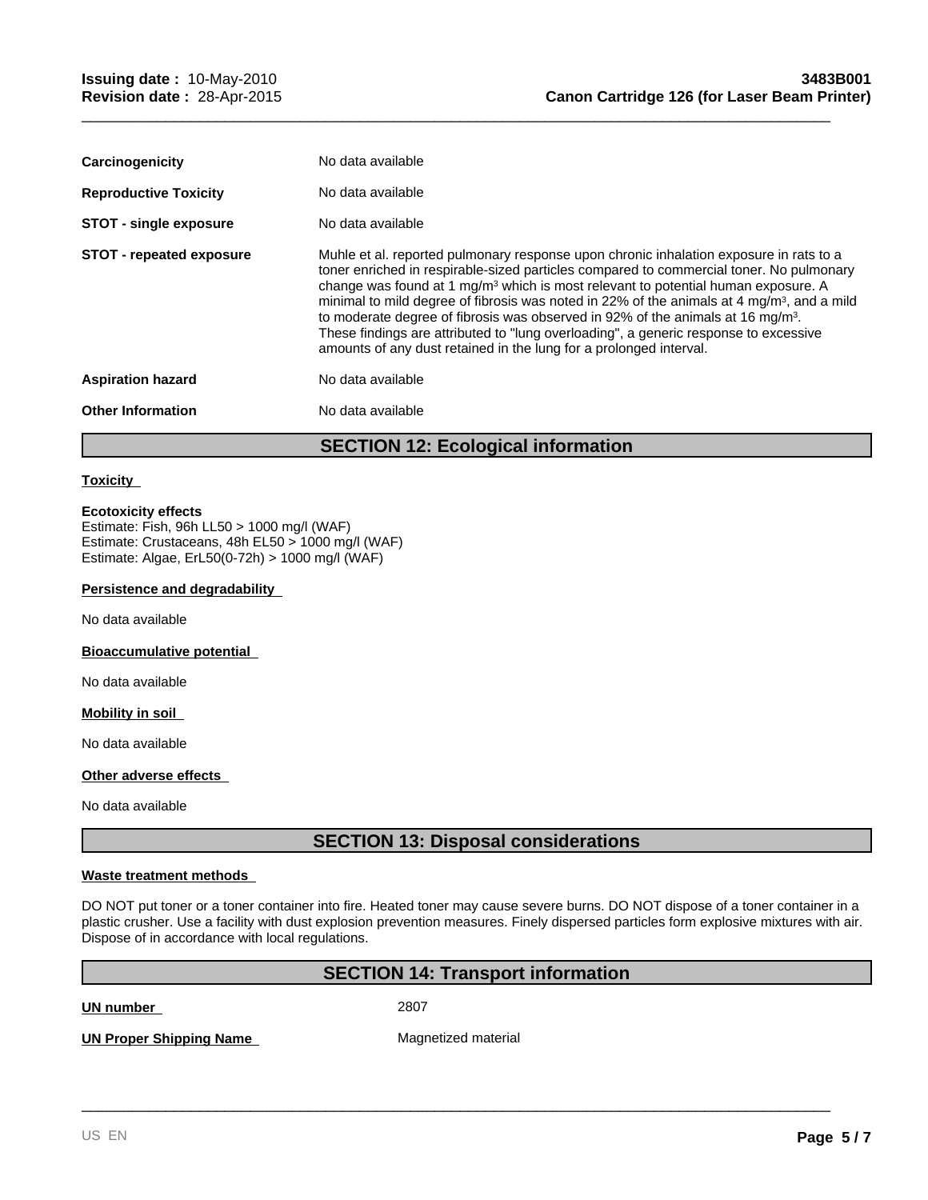| | |
|---|---|
| **Carcinogenicity** | No data available |
| **Reproductive Toxicity** | No data available |
| **STOT - single exposure** | No data available |
| **STOT - repeated exposure** | Muhle et al. reported pulmonary response upon chronic inhalation exposure in rats to a toner enriched in respirable-sized particles compared to commercial toner. No pulmonary change was found at 1 $mg/m^3$ which is most relevant to potential human exposure. A minimal to mild degree of fibrosis was noted in 22% of the animals at 4 $mg/m^3$, and a mild to moderate degree of fibrosis was observed in 92% of the animals at 16 $mg/m^3$. These findings are attributed to "lung overloading", a generic response to excessive amounts of any dust retained in the lung for a prolonged interval. |
| **Aspiration hazard** | No data available |
| **Other Information** | No data available |

## SECTION 12: Ecological information

**Toxicity**

**Ecotoxicity effects**
Estimate: Fish, 96h LL50 > 1000 mg/l (WAF)
Estimate: Crustaceans, 48h EL50 > 1000 mg/l (WAF)
Estimate: Algae, ErL50(0-72h) > 1000 mg/l (WAF)

**Persistence and degradability**

No data available

**Bioaccumulative potential**

No data available

**Mobility in soil**

No data available

**Other adverse effects**

No data available

## SECTION 13: Disposal considerations

**Waste treatment methods**

DO NOT put toner or a toner container into fire. Heated toner may cause severe burns. DO NOT dispose of a toner container in a plastic crusher. Use a facility with dust explosion prevention measures. Finely dispersed particles form explosive mixtures with air. Dispose of in accordance with local regulations.

## SECTION 14: Transport information

| | |
|---|---|
| **UN number** | 2807 |
| **UN Proper Shipping Name** | Magnetized material |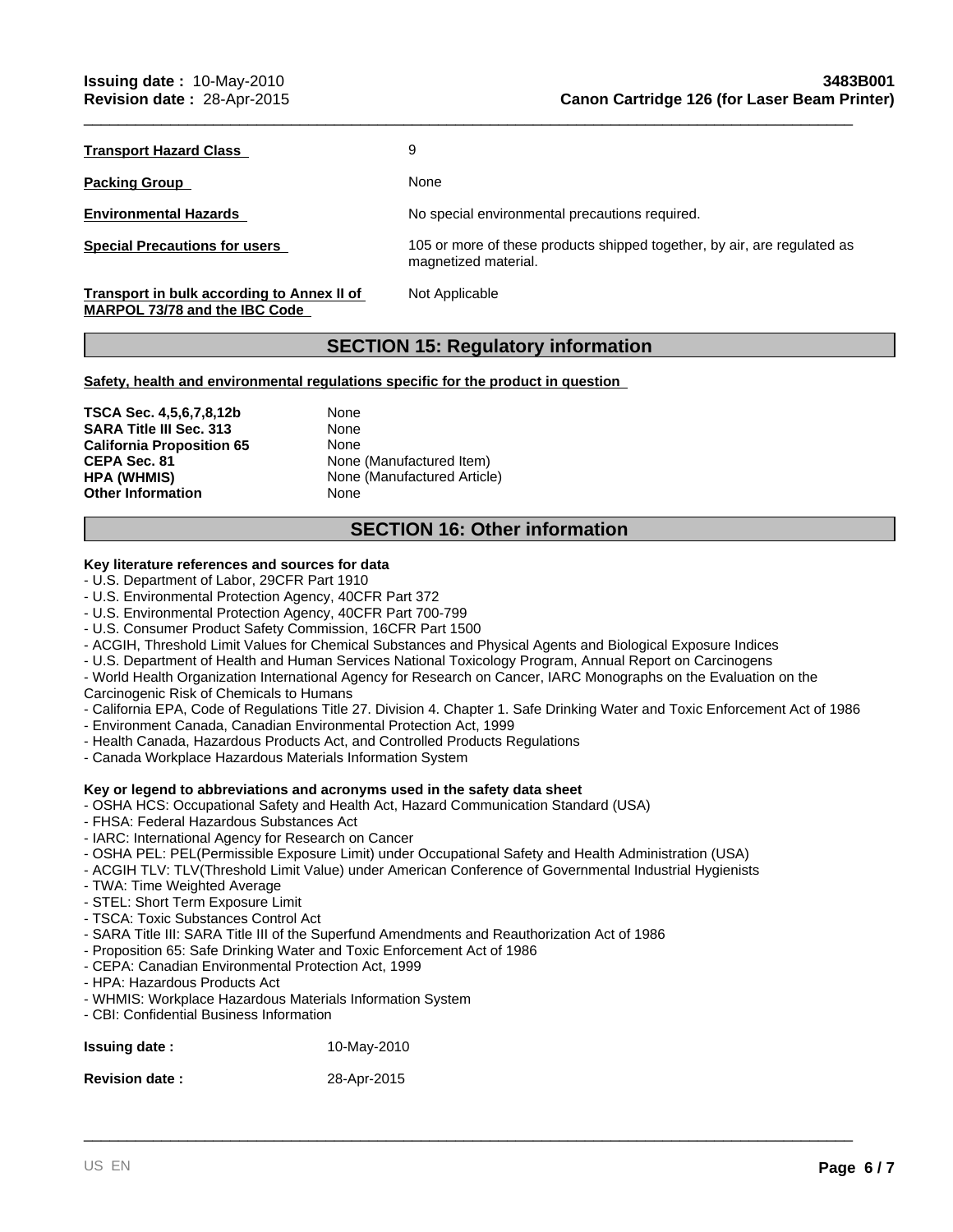| | |
|---|---|
| **Transport Hazard Class** | 9 |
| **Packing Group** | None |
| **Environmental Hazards** | No special environmental precautions required. |
| **Special Precautions for users** | 105 or more of these products shipped together, by air, are regulated as magnetized material. |
| **Transport in bulk according to Annex II of MARPOL 73/78 and the IBC Code** | Not Applicable |

## SECTION 15: Regulatory information

**Safety, health and environmental regulations specific for the product in question**

| | |
|---|---|
| **TSCA Sec. 4,5,6,7,8,12b** | None |
| **SARA Title III Sec. 313** | None |
| **California Proposition 65** | None |
| **CEPA Sec. 81** | None (Manufactured Item) |
| **HPA (WHMIS)** | None (Manufactured Article) |
| **Other Information** | None |

## SECTION 16: Other information

**Key literature references and sources for data**

- U.S. Department of Labor, 29CFR Part 1910
- U.S. Environmental Protection Agency, 40CFR Part 372
- U.S. Environmental Protection Agency, 40CFR Part 700-799
- U.S. Consumer Product Safety Commission, 16CFR Part 1500
- ACGIH, Threshold Limit Values for Chemical Substances and Physical Agents and Biological Exposure Indices
- U.S. Department of Health and Human Services National Toxicology Program, Annual Report on Carcinogens
- World Health Organization International Agency for Research on Cancer, IARC Monographs on the Evaluation on the Carcinogenic Risk of Chemicals to Humans
- California EPA, Code of Regulations Title 27. Division 4. Chapter 1. Safe Drinking Water and Toxic Enforcement Act of 1986
- Environment Canada, Canadian Environmental Protection Act, 1999
- Health Canada, Hazardous Products Act, and Controlled Products Regulations
- Canada Workplace Hazardous Materials Information System

**Key or legend to abbreviations and acronyms used in the safety data sheet**

- OSHA HCS: Occupational Safety and Health Act, Hazard Communication Standard (USA)
- FHSA: Federal Hazardous Substances Act
- IARC: International Agency for Research on Cancer
- OSHA PEL: PEL(Permissible Exposure Limit) under Occupational Safety and Health Administration (USA)
- ACGIH TLV: TLV(Threshold Limit Value) under American Conference of Governmental Industrial Hygienists
- TWA: Time Weighted Average
- STEL: Short Term Exposure Limit
- TSCA: Toxic Substances Control Act
- SARA Title III: SARA Title III of the Superfund Amendments and Reauthorization Act of 1986
- Proposition 65: Safe Drinking Water and Toxic Enforcement Act of 1986
- CEPA: Canadian Environmental Protection Act, 1999
- HPA: Hazardous Products Act
- WHMIS: Workplace Hazardous Materials Information System
- CBI: Confidential Business Information

| | |
|---|---|
| **Issuing date :** | 10-May-2010 |
| **Revision date :** | 28-Apr-2015 |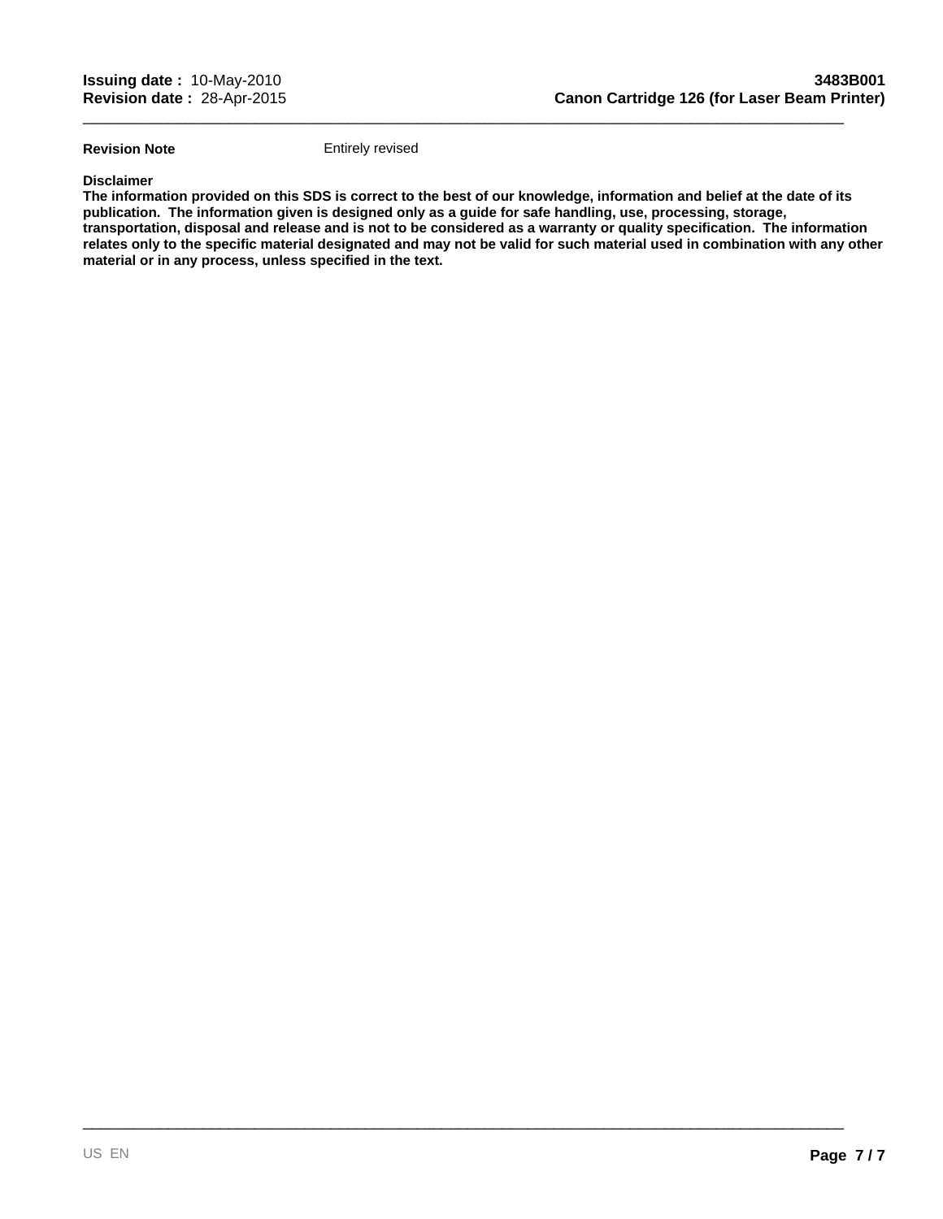**Revision Note** Entirely revised

**Disclaimer**

**The information provided on this SDS is correct to the best of our knowledge, information and belief at the date of its publication. The information given is designed only as a guide for safe handling, use, processing, storage, transportation, disposal and release and is not to be considered as a warranty or quality specification. The information relates only to the specific material designated and may not be valid for such material used in combination with any other material or in any process, unless specified in the text.**